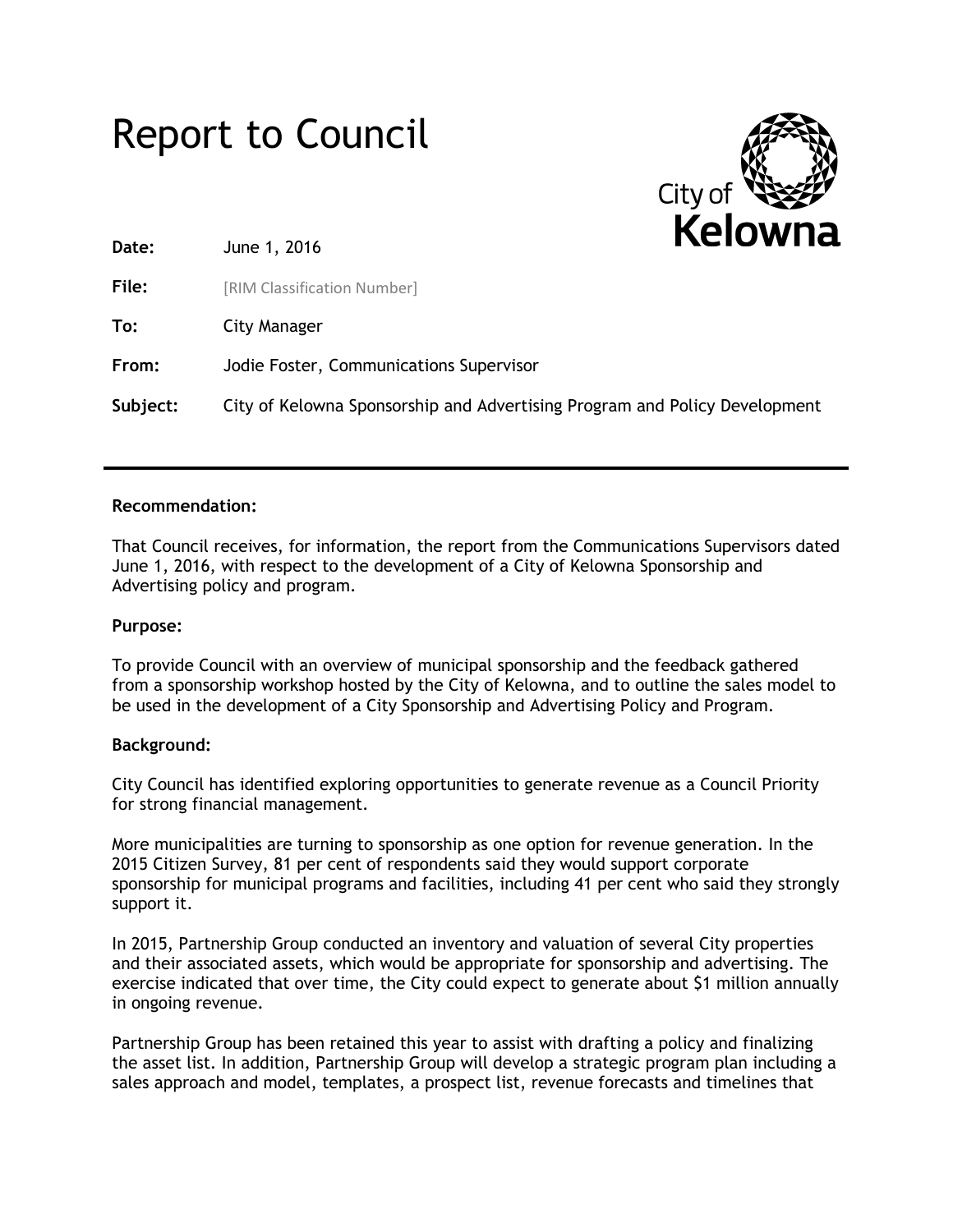# Report to Council

**Date:** June 1, 2016

**File:** [RIM Classification Number]

**To:** City Manager

**From:** Jodie Foster, Communications Supervisor

**Subject:** City of Kelowna Sponsorship and Advertising Program and Policy Development

---

**Recommendation:**

That Council receives, for information, the report from the Communications Supervisors dated June 1, 2016, with respect to the development of a City of Kelowna Sponsorship and Advertising policy and program.

**Purpose:**

To provide Council with an overview of municipal sponsorship and the feedback gathered from a sponsorship workshop hosted by the City of Kelowna, and to outline the sales model to be used in the development of a City Sponsorship and Advertising Policy and Program.

**Background:**

City Council has identified exploring opportunities to generate revenue as a Council Priority for strong financial management.

More municipalities are turning to sponsorship as one option for revenue generation. In the 2015 Citizen Survey, 81 per cent of respondents said they would support corporate sponsorship for municipal programs and facilities, including 41 per cent who said they strongly support it.

In 2015, Partnership Group conducted an inventory and valuation of several City properties and their associated assets, which would be appropriate for sponsorship and advertising. The exercise indicated that over time, the City could expect to generate about $1 million annually in ongoing revenue.

Partnership Group has been retained this year to assist with drafting a policy and finalizing the asset list. In addition, Partnership Group will develop a strategic program plan including a sales approach and model, templates, a prospect list, revenue forecasts and timelines that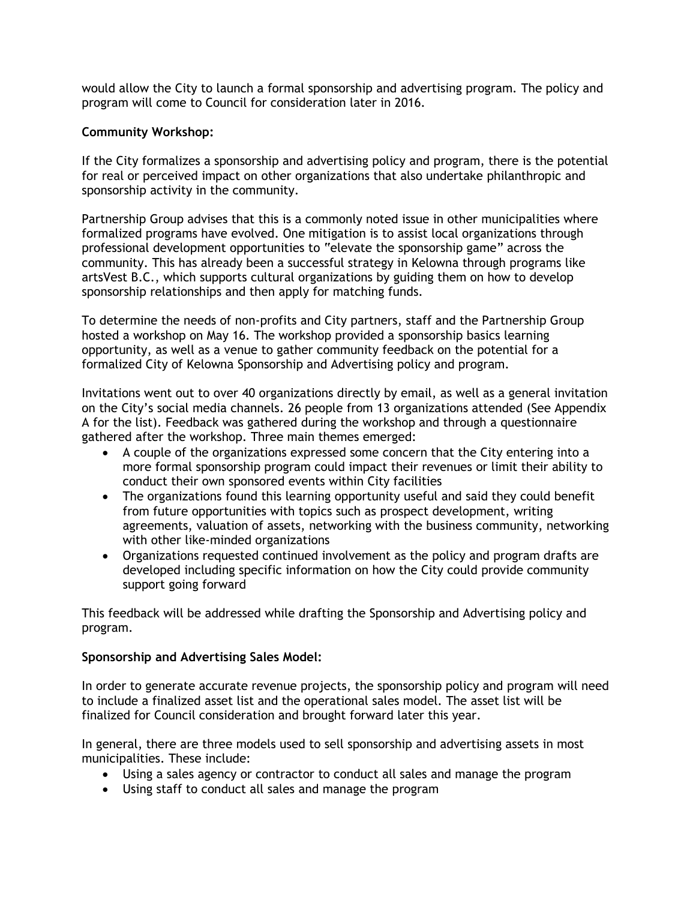would allow the City to launch a formal sponsorship and advertising program. The policy and program will come to Council for consideration later in 2016.

**Community Workshop:**

If the City formalizes a sponsorship and advertising policy and program, there is the potential for real or perceived impact on other organizations that also undertake philanthropic and sponsorship activity in the community.

Partnership Group advises that this is a commonly noted issue in other municipalities where formalized programs have evolved. One mitigation is to assist local organizations through professional development opportunities to "elevate the sponsorship game" across the community. This has already been a successful strategy in Kelowna through programs like artsVest B.C., which supports cultural organizations by guiding them on how to develop sponsorship relationships and then apply for matching funds.

To determine the needs of non-profits and City partners, staff and the Partnership Group hosted a workshop on May 16. The workshop provided a sponsorship basics learning opportunity, as well as a venue to gather community feedback on the potential for a formalized City of Kelowna Sponsorship and Advertising policy and program.

Invitations went out to over 40 organizations directly by email, as well as a general invitation on the City's social media channels. 26 people from 13 organizations attended (See Appendix A for the list). Feedback was gathered during the workshop and through a questionnaire gathered after the workshop. Three main themes emerged:

- A couple of the organizations expressed some concern that the City entering into a more formal sponsorship program could impact their revenues or limit their ability to conduct their own sponsored events within City facilities
- The organizations found this learning opportunity useful and said they could benefit from future opportunities with topics such as prospect development, writing agreements, valuation of assets, networking with the business community, networking with other like-minded organizations
- Organizations requested continued involvement as the policy and program drafts are developed including specific information on how the City could provide community support going forward

This feedback will be addressed while drafting the Sponsorship and Advertising policy and program.

**Sponsorship and Advertising Sales Model:**

In order to generate accurate revenue projects, the sponsorship policy and program will need to include a finalized asset list and the operational sales model. The asset list will be finalized for Council consideration and brought forward later this year.

In general, there are three models used to sell sponsorship and advertising assets in most municipalities. These include:

- Using a sales agency or contractor to conduct all sales and manage the program
- Using staff to conduct all sales and manage the program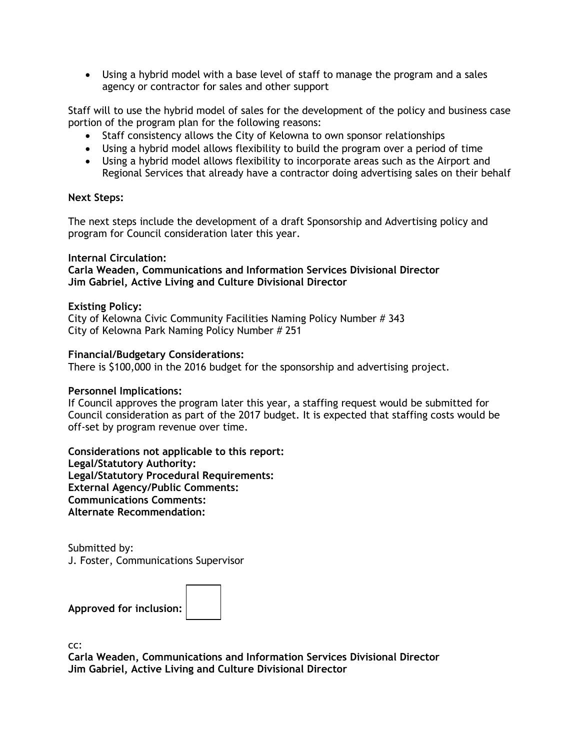- Using a hybrid model with a base level of staff to manage the program and a sales agency or contractor for sales and other support

Staff will to use the hybrid model of sales for the development of the policy and business case portion of the program plan for the following reasons:

- Staff consistency allows the City of Kelowna to own sponsor relationships
- Using a hybrid model allows flexibility to build the program over a period of time
- Using a hybrid model allows flexibility to incorporate areas such as the Airport and Regional Services that already have a contractor doing advertising sales on their behalf

**Next Steps:**

The next steps include the development of a draft Sponsorship and Advertising policy and program for Council consideration later this year.

**Internal Circulation:**
**Carla Weaden, Communications and Information Services Divisional Director**
**Jim Gabriel, Active Living and Culture Divisional Director**

**Existing Policy:**
City of Kelowna Civic Community Facilities Naming Policy Number # 343
City of Kelowna Park Naming Policy Number # 251

**Financial/Budgetary Considerations:**
There is $100,000 in the 2016 budget for the sponsorship and advertising project.

**Personnel Implications:**
If Council approves the program later this year, a staffing request would be submitted for Council consideration as part of the 2017 budget. It is expected that staffing costs would be off-set by program revenue over time.

**Considerations not applicable to this report:**
**Legal/Statutory Authority:**
**Legal/Statutory Procedural Requirements:**
**External Agency/Public Comments:**
**Communications Comments:**
**Alternate Recommendation:**

Submitted by:
J. Foster, Communications Supervisor

**Approved for inclusion:**

cc:
**Carla Weaden, Communications and Information Services Divisional Director**
**Jim Gabriel, Active Living and Culture Divisional Director**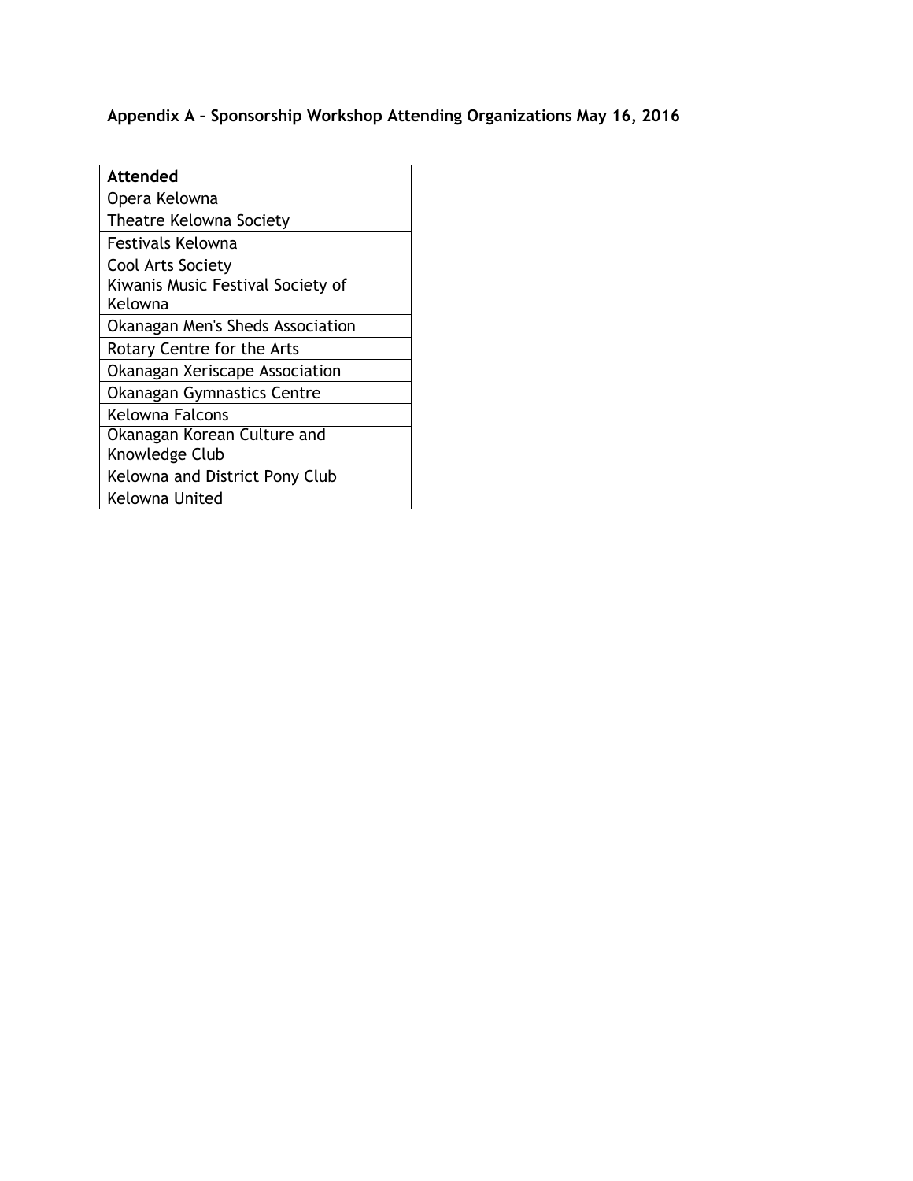**Appendix A – Sponsorship Workshop Attending Organizations May 16, 2016**

| **Attended** |
|---|
| Opera Kelowna |
| Theatre Kelowna Society |
| Festivals Kelowna |
| Cool Arts Society |
| Kiwanis Music Festival Society of Kelowna |
| Okanagan Men's Sheds Association |
| Rotary Centre for the Arts |
| Okanagan Xeriscape Association |
| Okanagan Gymnastics Centre |
| Kelowna Falcons |
| Okanagan Korean Culture and Knowledge Club |
| Kelowna and District Pony Club |
| Kelowna United |